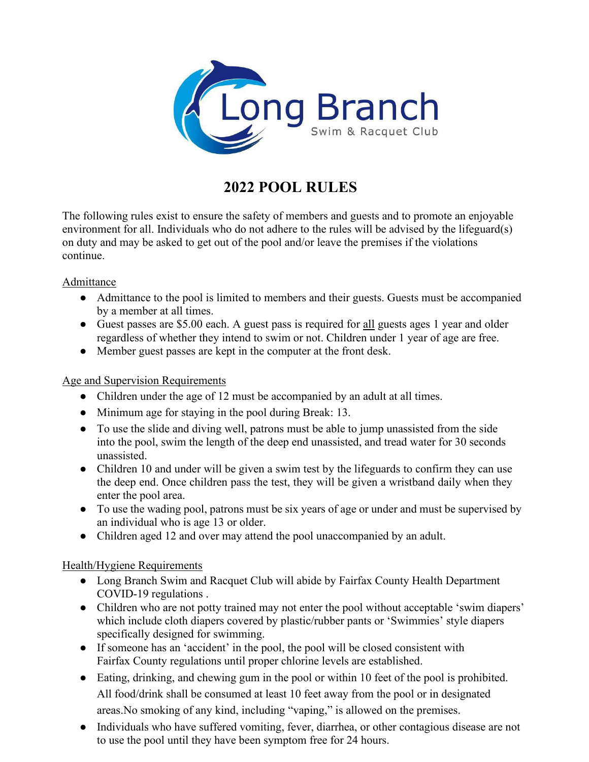Long Branch

Swim & Racquet Club

# 2022 POOL RULES

The following rules exist to ensure the safety of members and guests and to promote an enjoyable environment for all. Individuals who do not adhere to the rules will be advised by the lifeguard(s) on duty and may be asked to get out of the pool and/or leave the premises if the violations continue.

## Admittance

- Admittance to the pool is limited to members and their guests. Guests must be accompanied by a member at all times.
- Guest passes are $5.00 each. A guest pass is required for all guests ages 1 year and older regardless of whether they intend to swim or not. Children under 1 year of age are free.
- Member guest passes are kept in the computer at the front desk.

## Age and Supervision Requirements

- Children under the age of 12 must be accompanied by an adult at all times.
- Minimum age for staying in the pool during Break: 13.
- To use the slide and diving well, patrons must be able to jump unassisted from the side into the pool, swim the length of the deep end unassisted, and tread water for 30 seconds unassisted.
- Children 10 and under will be given a swim test by the lifeguards to confirm they can use the deep end. Once children pass the test, they will be given a wristband daily when they enter the pool area.
- To use the wading pool, patrons must be six years of age or under and must be supervised by an individual who is age 13 or older.
- Children aged 12 and over may attend the pool unaccompanied by an adult.

## Health/Hygiene Requirements

- Long Branch Swim and Racquet Club will abide by Fairfax County Health Department COVID-19 regulations .
- Children who are not potty trained may not enter the pool without acceptable 'swim diapers' which include cloth diapers covered by plastic/rubber pants or 'Swimmies' style diapers specifically designed for swimming.
- If someone has an 'accident' in the pool, the pool will be closed consistent with Fairfax County regulations until proper chlorine levels are established.
- Eating, drinking, and chewing gum in the pool or within 10 feet of the pool is prohibited. All food/drink shall be consumed at least 10 feet away from the pool or in designated areas.No smoking of any kind, including "vaping," is allowed on the premises.
- Individuals who have suffered vomiting, fever, diarrhea, or other contagious disease are not to use the pool until they have been symptom free for 24 hours.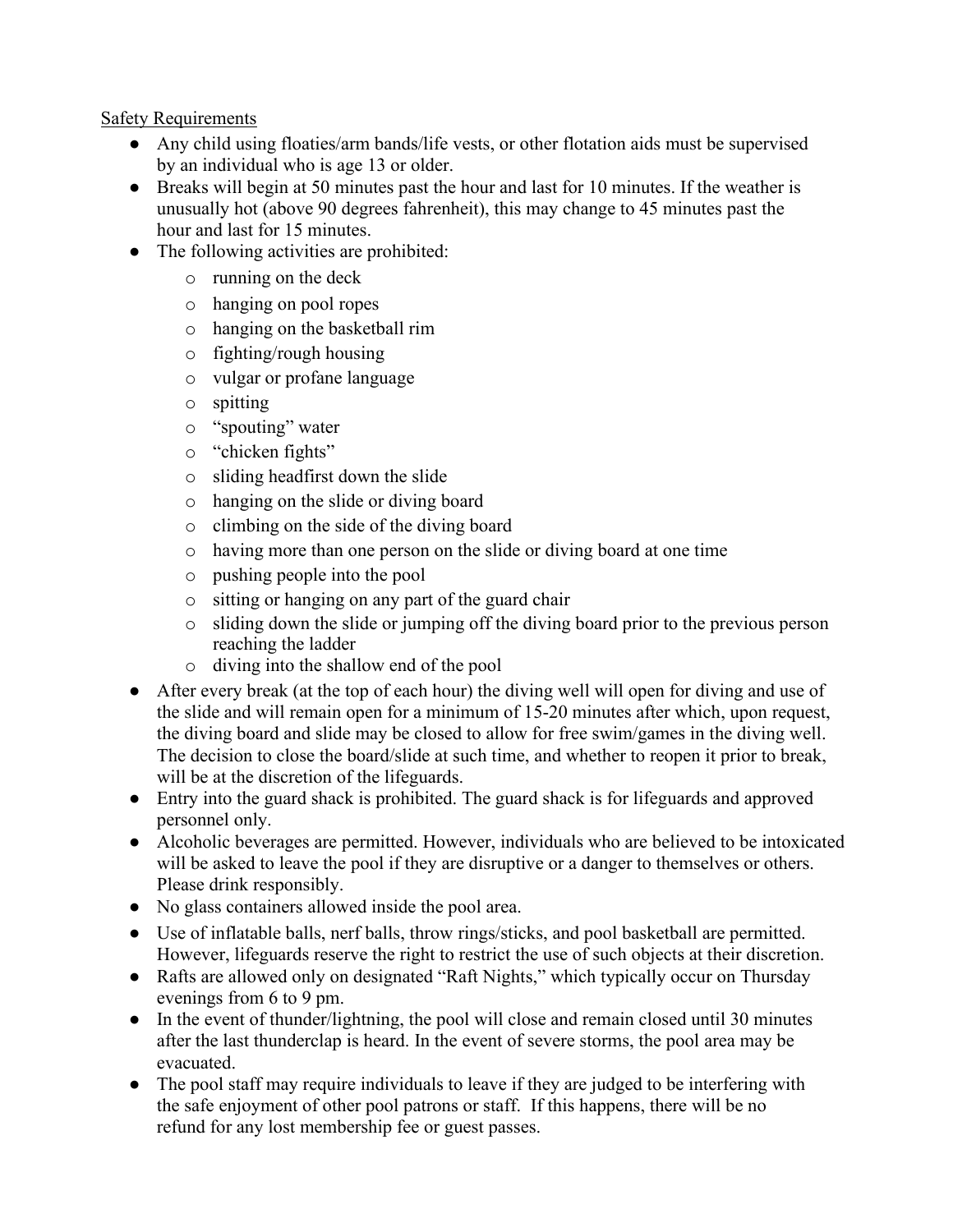Safety Requirements

- Any child using floaties/arm bands/life vests, or other flotation aids must be supervised by an individual who is age 13 or older.
- Breaks will begin at 50 minutes past the hour and last for 10 minutes. If the weather is unusually hot (above 90 degrees fahrenheit), this may change to 45 minutes past the hour and last for 15 minutes.
- The following activities are prohibited:
  - running on the deck
  - hanging on pool ropes
  - hanging on the basketball rim
  - fighting/rough housing
  - vulgar or profane language
  - spitting
  - "spouting" water
  - "chicken fights"
  - sliding headfirst down the slide
  - hanging on the slide or diving board
  - climbing on the side of the diving board
  - having more than one person on the slide or diving board at one time
  - pushing people into the pool
  - sitting or hanging on any part of the guard chair
  - sliding down the slide or jumping off the diving board prior to the previous person reaching the ladder
  - diving into the shallow end of the pool
- After every break (at the top of each hour) the diving well will open for diving and use of the slide and will remain open for a minimum of 15-20 minutes after which, upon request, the diving board and slide may be closed to allow for free swim/games in the diving well. The decision to close the board/slide at such time, and whether to reopen it prior to break, will be at the discretion of the lifeguards.
- Entry into the guard shack is prohibited. The guard shack is for lifeguards and approved personnel only.
- Alcoholic beverages are permitted. However, individuals who are believed to be intoxicated will be asked to leave the pool if they are disruptive or a danger to themselves or others. Please drink responsibly.
- No glass containers allowed inside the pool area.
- Use of inflatable balls, nerf balls, throw rings/sticks, and pool basketball are permitted. However, lifeguards reserve the right to restrict the use of such objects at their discretion.
- Rafts are allowed only on designated "Raft Nights," which typically occur on Thursday evenings from 6 to 9 pm.
- In the event of thunder/lightning, the pool will close and remain closed until 30 minutes after the last thunderclap is heard. In the event of severe storms, the pool area may be evacuated.
- The pool staff may require individuals to leave if they are judged to be interfering with the safe enjoyment of other pool patrons or staff. If this happens, there will be no refund for any lost membership fee or guest passes.